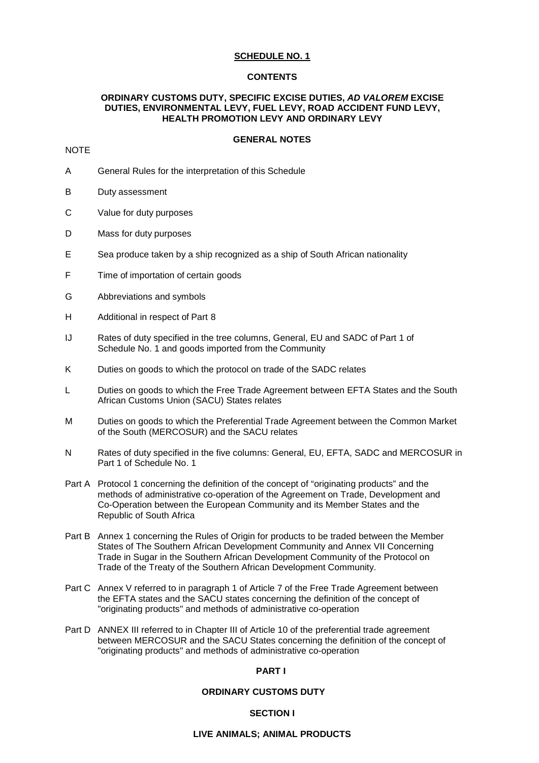# SCHEDULE NO. 1

## CONTENTS

### ORDINARY CUSTOMS DUTY, SPECIFIC EXCISE DUTIES, *AD VALOREM* EXCISE DUTIES, ENVIRONMENTAL LEVY, FUEL LEVY, ROAD ACCIDENT FUND LEVY, HEALTH PROMOTION LEVY AND ORDINARY LEVY

### GENERAL NOTES

NOTE

| | |
|---|---|
| A | General Rules for the interpretation of this Schedule |
| B | Duty assessment |
| C | Value for duty purposes |
| D | Mass for duty purposes |
| E | Sea produce taken by a ship recognized as a ship of South African nationality |
| F | Time of importation of certain goods |
| G | Abbreviations and symbols |
| H | Additional in respect of Part 8 |
| IJ | Rates of duty specified in the tree columns, General, EU and SADC of Part 1 of Schedule No. 1 and goods imported from the Community |
| K | Duties on goods to which the protocol on trade of the SADC relates |
| L | Duties on goods to which the Free Trade Agreement between EFTA States and the South African Customs Union (SACU) States relates |
| M | Duties on goods to which the Preferential Trade Agreement between the Common Market of the South (MERCOSUR) and the SACU relates |
| N | Rates of duty specified in the five columns: General, EU, EFTA, SADC and MERCOSUR in Part 1 of Schedule No. 1 |
| Part A | Protocol 1 concerning the definition of the concept of "originating products" and the methods of administrative co-operation of the Agreement on Trade, Development and Co-Operation between the European Community and its Member States and the Republic of South Africa |
| Part B | Annex 1 concerning the Rules of Origin for products to be traded between the Member States of The Southern African Development Community and Annex VII Concerning Trade in Sugar in the Southern African Development Community of the Protocol on Trade of the Treaty of the Southern African Development Community. |
| Part C | Annex V referred to in paragraph 1 of Article 7 of the Free Trade Agreement between the EFTA states and the SACU states concerning the definition of the concept of "originating products" and methods of administrative co-operation |
| Part D | ANNEX III referred to in Chapter III of Article 10 of the preferential trade agreement between MERCOSUR and the SACU States concerning the definition of the concept of "originating products" and methods of administrative co-operation |

## PART I

### ORDINARY CUSTOMS DUTY

### SECTION I

### LIVE ANIMALS; ANIMAL PRODUCTS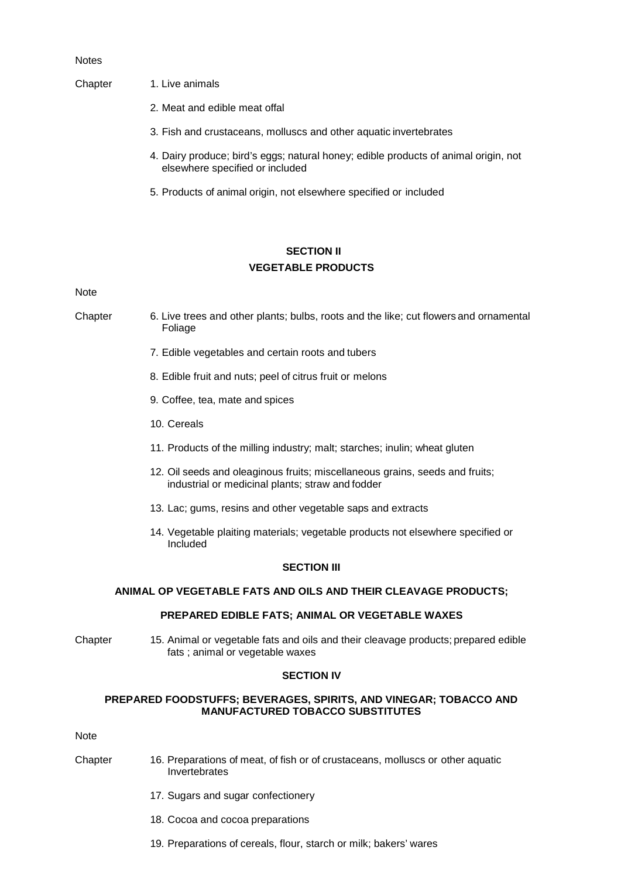Notes

Chapter 1. Live animals

2. Meat and edible meat offal

3. Fish and crustaceans, molluscs and other aquatic invertebrates

4. Dairy produce; bird's eggs; natural honey; edible products of animal origin, not elsewhere specified or included

5. Products of animal origin, not elsewhere specified or included

## SECTION II
## VEGETABLE PRODUCTS

Note

Chapter 6. Live trees and other plants; bulbs, roots and the like; cut flowers and ornamental Foliage

7. Edible vegetables and certain roots and tubers

8. Edible fruit and nuts; peel of citrus fruit or melons

9. Coffee, tea, mate and spices

10. Cereals

11. Products of the milling industry; malt; starches; inulin; wheat gluten

12. Oil seeds and oleaginous fruits; miscellaneous grains, seeds and fruits; industrial or medicinal plants; straw and fodder

13. Lac; gums, resins and other vegetable saps and extracts

14. Vegetable plaiting materials; vegetable products not elsewhere specified or Included

## SECTION III

## ANIMAL OP VEGETABLE FATS AND OILS AND THEIR CLEAVAGE PRODUCTS;

## PREPARED EDIBLE FATS; ANIMAL OR VEGETABLE WAXES

Chapter 15. Animal or vegetable fats and oils and their cleavage products; prepared edible fats ; animal or vegetable waxes

## SECTION IV

## PREPARED FOODSTUFFS; BEVERAGES, SPIRITS, AND VINEGAR; TOBACCO AND MANUFACTURED TOBACCO SUBSTITUTES

Note

Chapter 16. Preparations of meat, of fish or of crustaceans, molluscs or other aquatic Invertebrates

17. Sugars and sugar confectionery

18. Cocoa and cocoa preparations

19. Preparations of cereals, flour, starch or milk; bakers' wares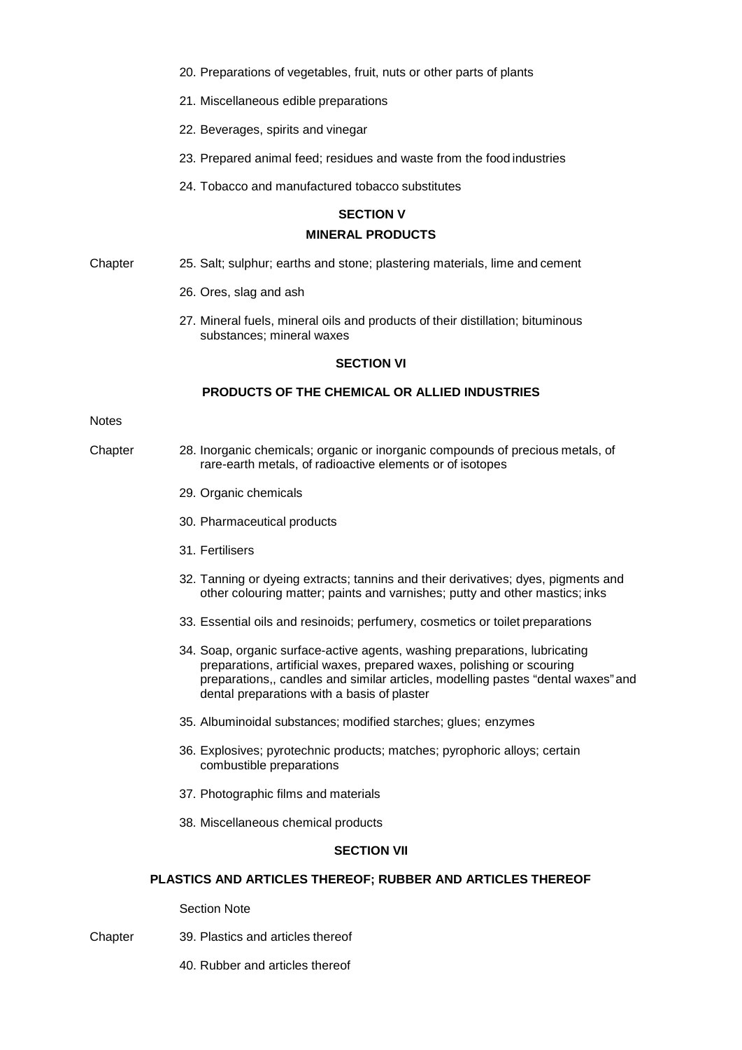20. Preparations of vegetables, fruit, nuts or other parts of plants

21. Miscellaneous edible preparations

22. Beverages, spirits and vinegar

23. Prepared animal feed; residues and waste from the food industries

24. Tobacco and manufactured tobacco substitutes

## SECTION V

## MINERAL PRODUCTS

Chapter 25. Salt; sulphur; earths and stone; plastering materials, lime and cement

26. Ores, slag and ash

27. Mineral fuels, mineral oils and products of their distillation; bituminous substances; mineral waxes

## SECTION VI

## PRODUCTS OF THE CHEMICAL OR ALLIED INDUSTRIES

Notes

Chapter 28. Inorganic chemicals; organic or inorganic compounds of precious metals, of rare-earth metals, of radioactive elements or of isotopes

29. Organic chemicals

30. Pharmaceutical products

31. Fertilisers

32. Tanning or dyeing extracts; tannins and their derivatives; dyes, pigments and other colouring matter; paints and varnishes; putty and other mastics; inks

33. Essential oils and resinoids; perfumery, cosmetics or toilet preparations

34. Soap, organic surface-active agents, washing preparations, lubricating preparations, artificial waxes, prepared waxes, polishing or scouring preparations,, candles and similar articles, modelling pastes "dental waxes" and dental preparations with a basis of plaster

35. Albuminoidal substances; modified starches; glues; enzymes

36. Explosives; pyrotechnic products; matches; pyrophoric alloys; certain combustible preparations

37. Photographic films and materials

38. Miscellaneous chemical products

## SECTION VII

## PLASTICS AND ARTICLES THEREOF; RUBBER AND ARTICLES THEREOF

Section Note

Chapter 39. Plastics and articles thereof

40. Rubber and articles thereof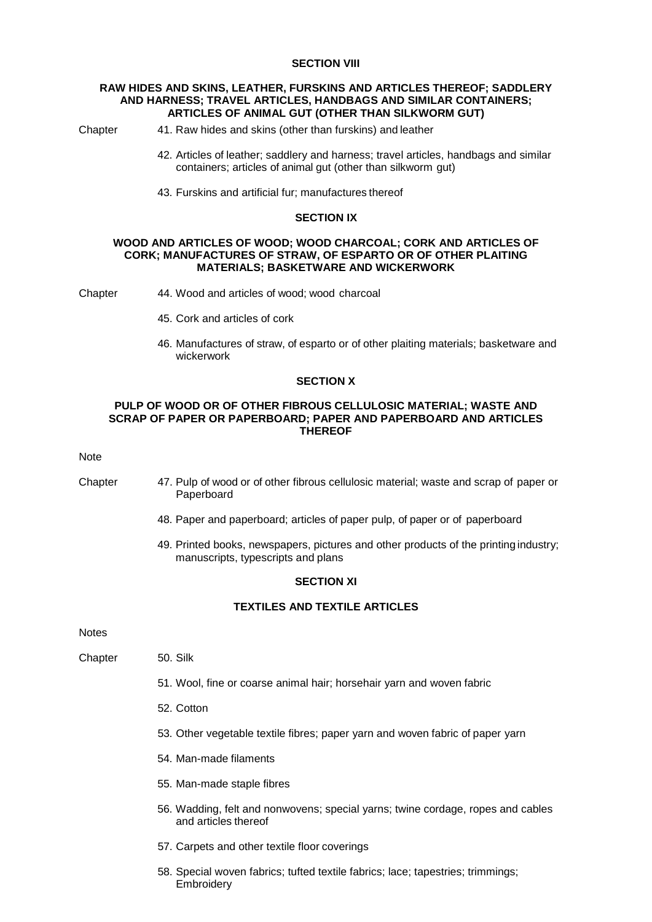## SECTION VIII

### RAW HIDES AND SKINS, LEATHER, FURSKINS AND ARTICLES THEREOF; SADDLERY AND HARNESS; TRAVEL ARTICLES, HANDBAGS AND SIMILAR CONTAINERS; ARTICLES OF ANIMAL GUT (OTHER THAN SILKWORM GUT)

Chapter

41. Raw hides and skins (other than furskins) and leather
42. Articles of leather; saddlery and harness; travel articles, handbags and similar containers; articles of animal gut (other than silkworm gut)
43. Furskins and artificial fur; manufactures thereof

## SECTION IX

### WOOD AND ARTICLES OF WOOD; WOOD CHARCOAL; CORK AND ARTICLES OF CORK; MANUFACTURES OF STRAW, OF ESPARTO OR OF OTHER PLAITING MATERIALS; BASKETWARE AND WICKERWORK

Chapter

44. Wood and articles of wood; wood charcoal
45. Cork and articles of cork
46. Manufactures of straw, of esparto or of other plaiting materials; basketware and wickerwork

## SECTION X

### PULP OF WOOD OR OF OTHER FIBROUS CELLULOSIC MATERIAL; WASTE AND SCRAP OF PAPER OR PAPERBOARD; PAPER AND PAPERBOARD AND ARTICLES THEREOF

Note

Chapter

47. Pulp of wood or of other fibrous cellulosic material; waste and scrap of paper or Paperboard
48. Paper and paperboard; articles of paper pulp, of paper or of paperboard
49. Printed books, newspapers, pictures and other products of the printing industry; manuscripts, typescripts and plans

## SECTION XI

### TEXTILES AND TEXTILE ARTICLES

Notes

Chapter

50. Silk
51. Wool, fine or coarse animal hair; horsehair yarn and woven fabric
52. Cotton
53. Other vegetable textile fibres; paper yarn and woven fabric of paper yarn
54. Man-made filaments
55. Man-made staple fibres
56. Wadding, felt and nonwovens; special yarns; twine cordage, ropes and cables and articles thereof
57. Carpets and other textile floor coverings
58. Special woven fabrics; tufted textile fabrics; lace; tapestries; trimmings; Embroidery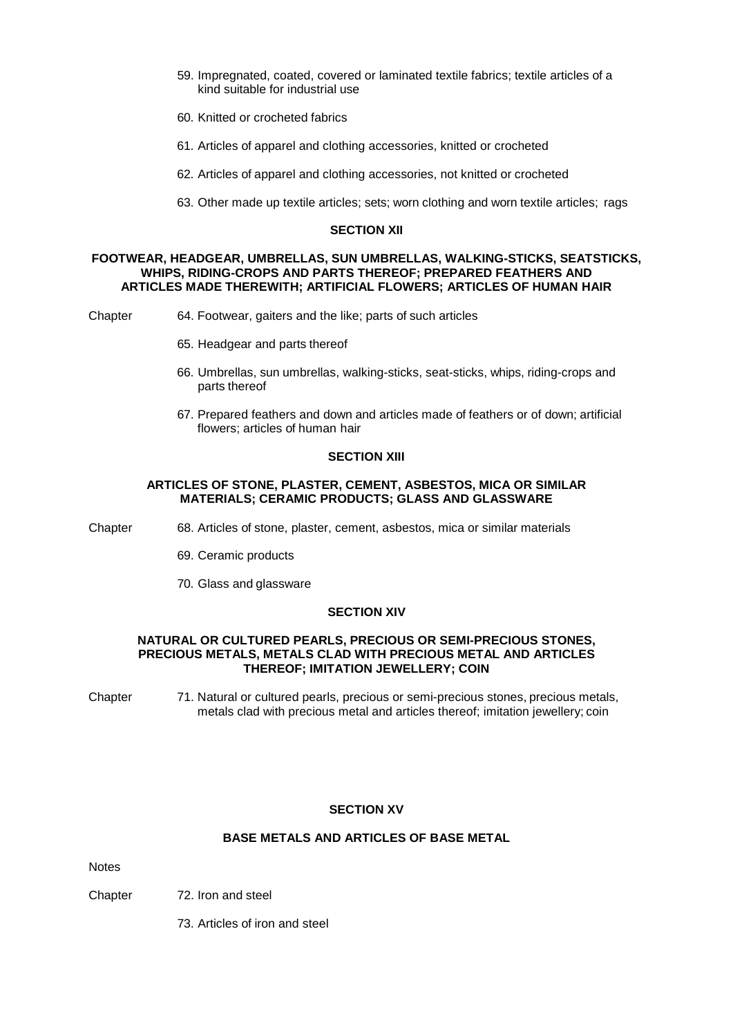59. Impregnated, coated, covered or laminated textile fabrics; textile articles of a kind suitable for industrial use

60. Knitted or crocheted fabrics

61. Articles of apparel and clothing accessories, knitted or crocheted

62. Articles of apparel and clothing accessories, not knitted or crocheted

63. Other made up textile articles; sets; worn clothing and worn textile articles; rags

## SECTION XII

### FOOTWEAR, HEADGEAR, UMBRELLAS, SUN UMBRELLAS, WALKING-STICKS, SEATSTICKS, WHIPS, RIDING-CROPS AND PARTS THEREOF; PREPARED FEATHERS AND ARTICLES MADE THEREWITH; ARTIFICIAL FLOWERS; ARTICLES OF HUMAN HAIR

Chapter

64. Footwear, gaiters and the like; parts of such articles

65. Headgear and parts thereof

66. Umbrellas, sun umbrellas, walking-sticks, seat-sticks, whips, riding-crops and parts thereof

67. Prepared feathers and down and articles made of feathers or of down; artificial flowers; articles of human hair

## SECTION XIII

### ARTICLES OF STONE, PLASTER, CEMENT, ASBESTOS, MICA OR SIMILAR MATERIALS; CERAMIC PRODUCTS; GLASS AND GLASSWARE

Chapter

68. Articles of stone, plaster, cement, asbestos, mica or similar materials

69. Ceramic products

70. Glass and glassware

## SECTION XIV

### NATURAL OR CULTURED PEARLS, PRECIOUS OR SEMI-PRECIOUS STONES, PRECIOUS METALS, METALS CLAD WITH PRECIOUS METAL AND ARTICLES THEREOF; IMITATION JEWELLERY; COIN

Chapter

71. Natural or cultured pearls, precious or semi-precious stones, precious metals, metals clad with precious metal and articles thereof; imitation jewellery; coin

## SECTION XV

### BASE METALS AND ARTICLES OF BASE METAL

Notes

Chapter

72. Iron and steel

73. Articles of iron and steel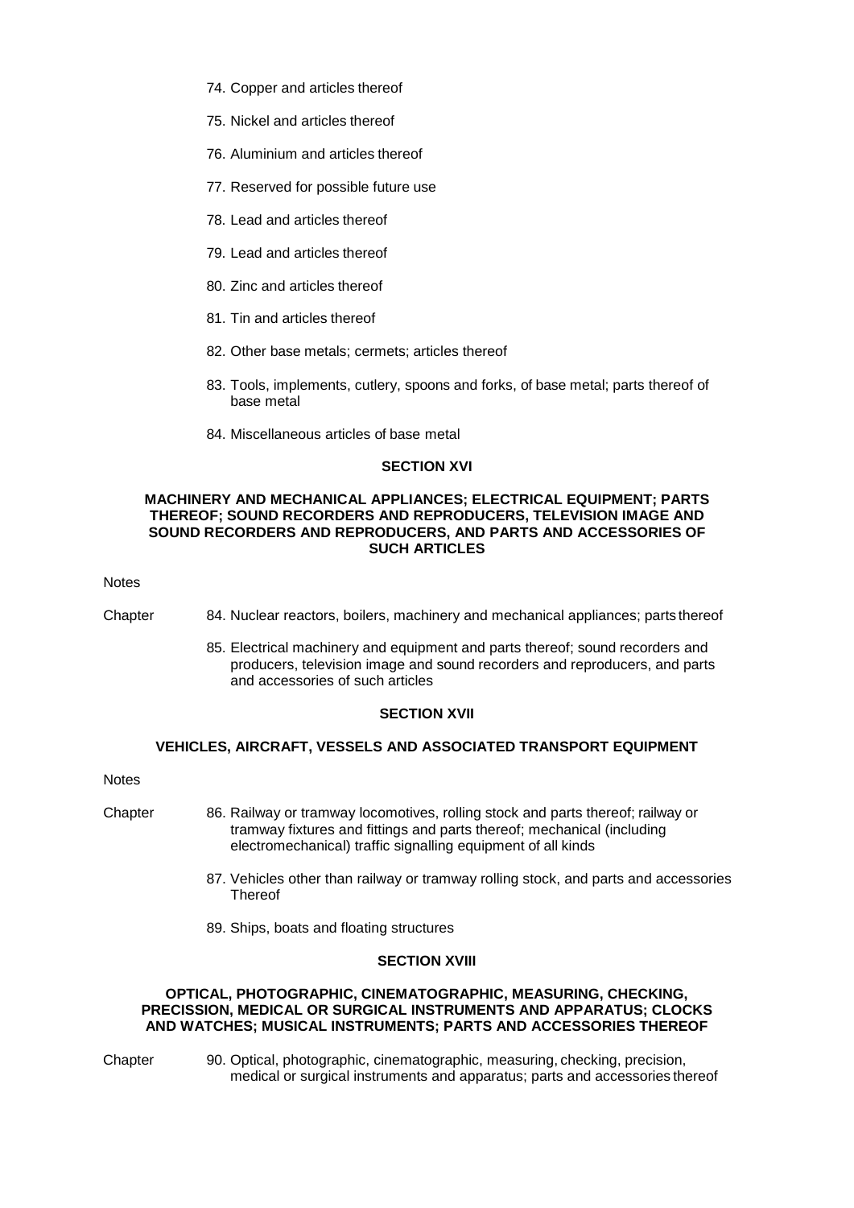74. Copper and articles thereof

75. Nickel and articles thereof

76. Aluminium and articles thereof

77. Reserved for possible future use

78. Lead and articles thereof

79. Lead and articles thereof

80. Zinc and articles thereof

81. Tin and articles thereof

82. Other base metals; cermets; articles thereof

83. Tools, implements, cutlery, spoons and forks, of base metal; parts thereof of base metal

84. Miscellaneous articles of base metal

**SECTION XVI**

**MACHINERY AND MECHANICAL APPLIANCES; ELECTRICAL EQUIPMENT; PARTS THEREOF; SOUND RECORDERS AND REPRODUCERS, TELEVISION IMAGE AND SOUND RECORDERS AND REPRODUCERS, AND PARTS AND ACCESSORIES OF SUCH ARTICLES**

Notes

Chapter 84. Nuclear reactors, boilers, machinery and mechanical appliances; parts thereof

85. Electrical machinery and equipment and parts thereof; sound recorders and producers, television image and sound recorders and reproducers, and parts and accessories of such articles

**SECTION XVII**

**VEHICLES, AIRCRAFT, VESSELS AND ASSOCIATED TRANSPORT EQUIPMENT**

Notes

Chapter 86. Railway or tramway locomotives, rolling stock and parts thereof; railway or tramway fixtures and fittings and parts thereof; mechanical (including electromechanical) traffic signalling equipment of all kinds

87. Vehicles other than railway or tramway rolling stock, and parts and accessories Thereof

89. Ships, boats and floating structures

**SECTION XVIII**

**OPTICAL, PHOTOGRAPHIC, CINEMATOGRAPHIC, MEASURING, CHECKING, PRECISSION, MEDICAL OR SURGICAL INSTRUMENTS AND APPARATUS; CLOCKS AND WATCHES; MUSICAL INSTRUMENTS; PARTS AND ACCESSORIES THEREOF**

Chapter 90. Optical, photographic, cinematographic, measuring, checking, precision, medical or surgical instruments and apparatus; parts and accessories thereof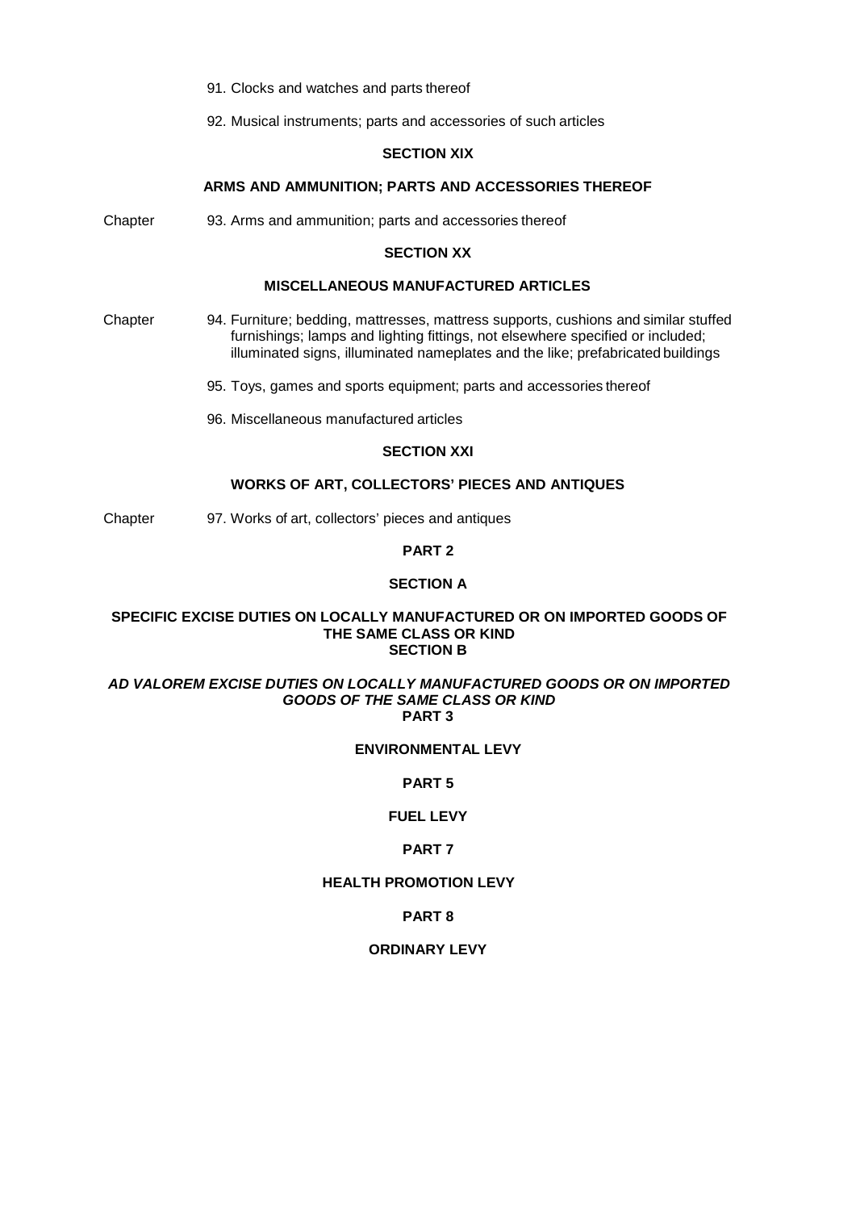91. Clocks and watches and parts thereof

92. Musical instruments; parts and accessories of such articles

**SECTION XIX**

**ARMS AND AMMUNITION; PARTS AND ACCESSORIES THEREOF**

Chapter 93. Arms and ammunition; parts and accessories thereof

**SECTION XX**

**MISCELLANEOUS MANUFACTURED ARTICLES**

Chapter 94. Furniture; bedding, mattresses, mattress supports, cushions and similar stuffed furnishings; lamps and lighting fittings, not elsewhere specified or included; illuminated signs, illuminated nameplates and the like; prefabricated buildings

95. Toys, games and sports equipment; parts and accessories thereof

96. Miscellaneous manufactured articles

**SECTION XXI**

**WORKS OF ART, COLLECTORS' PIECES AND ANTIQUES**

Chapter 97. Works of art, collectors' pieces and antiques

**PART 2**

**SECTION A**

**SPECIFIC EXCISE DUTIES ON LOCALLY MANUFACTURED OR ON IMPORTED GOODS OF THE SAME CLASS OR KIND**

**SECTION B**

***AD VALOREM EXCISE DUTIES ON LOCALLY MANUFACTURED GOODS OR ON IMPORTED GOODS OF THE SAME CLASS OR KIND***

**PART 3**

**ENVIRONMENTAL LEVY**

**PART 5**

**FUEL LEVY**

**PART 7**

**HEALTH PROMOTION LEVY**

**PART 8**

**ORDINARY LEVY**